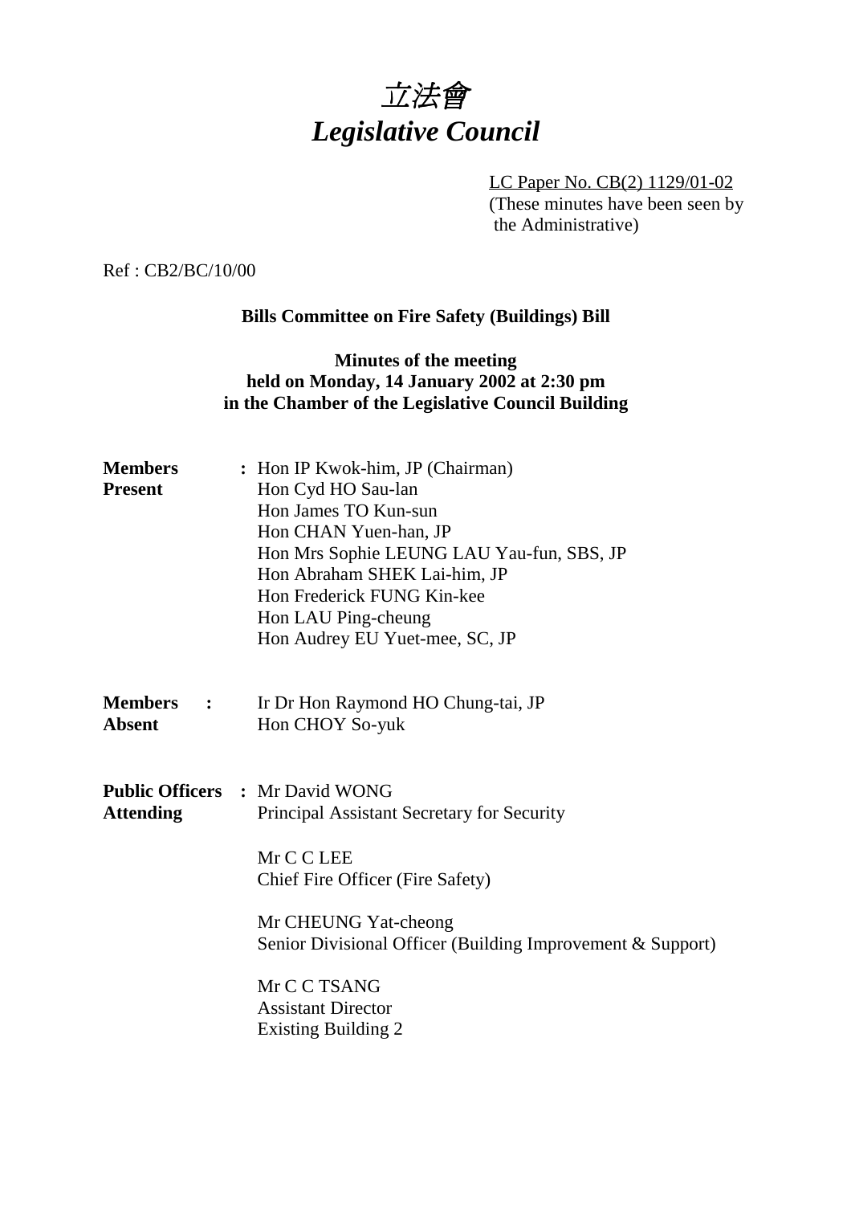# *立法會*
# *Legislative Council*

LC Paper No. CB(2) 1129/01-02
(These minutes have been seen by the Administrative)

Ref : CB2/BC/10/00

**Bills Committee on Fire Safety (Buildings) Bill**

**Minutes of the meeting**
**held on Monday, 14 January 2002 at 2:30 pm**
**in the Chamber of the Legislative Council Building**

| | | |
|---|---|---|
| **Members Present** | : | Hon IP Kwok-him, JP (Chairman)<br>Hon Cyd HO Sau-lan<br>Hon James TO Kun-sun<br>Hon CHAN Yuen-han, JP<br>Hon Mrs Sophie LEUNG LAU Yau-fun, SBS, JP<br>Hon Abraham SHEK Lai-him, JP<br>Hon Frederick FUNG Kin-kee<br>Hon LAU Ping-cheung<br>Hon Audrey EU Yuet-mee, SC, JP |
| **Members Absent** | : | Ir Dr Hon Raymond HO Chung-tai, JP<br>Hon CHOY So-yuk |
| **Public Officers Attending** | : | Mr David WONG<br>Principal Assistant Secretary for Security<br><br>Mr C C LEE<br>Chief Fire Officer (Fire Safety)<br><br>Mr CHEUNG Yat-cheong<br>Senior Divisional Officer (Building Improvement & Support)<br><br>Mr C C TSANG<br>Assistant Director<br>Existing Building 2 |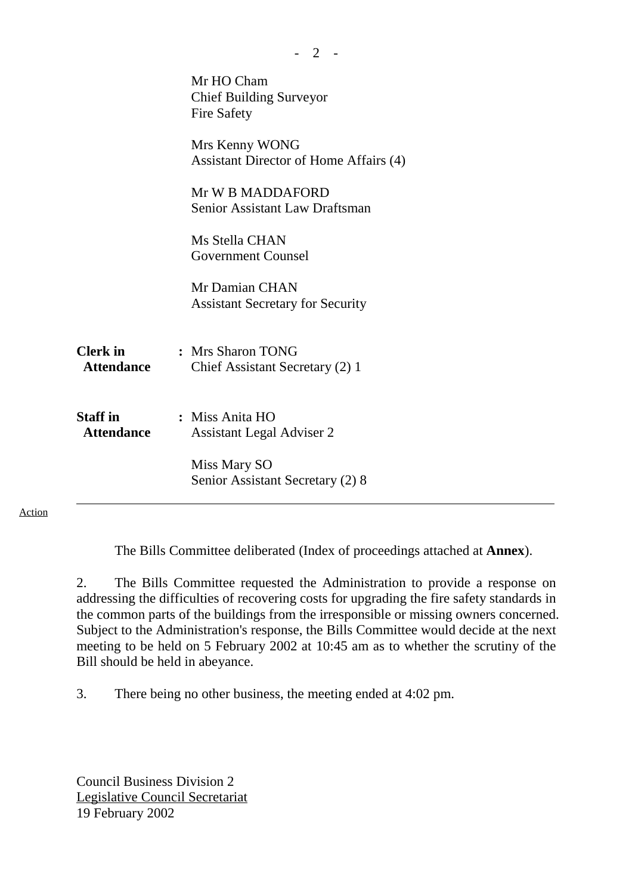Mr HO Cham
Chief Building Surveyor
Fire Safety

Mrs Kenny WONG
Assistant Director of Home Affairs (4)

Mr W B MADDAFORD
Senior Assistant Law Draftsman

Ms Stella CHAN
Government Counsel

Mr Damian CHAN
Assistant Secretary for Security

**Clerk in Attendance** : Mrs Sharon TONG
Chief Assistant Secretary (2) 1

**Staff in Attendance** : Miss Anita HO
Assistant Legal Adviser 2

Miss Mary SO
Senior Assistant Secretary (2) 8

---

Action

The Bills Committee deliberated (Index of proceedings attached at **Annex**).

2. The Bills Committee requested the Administration to provide a response on addressing the difficulties of recovering costs for upgrading the fire safety standards in the common parts of the buildings from the irresponsible or missing owners concerned. Subject to the Administration's response, the Bills Committee would decide at the next meeting to be held on 5 February 2002 at 10:45 am as to whether the scrutiny of the Bill should be held in abeyance.

3. There being no other business, the meeting ended at 4:02 pm.

Council Business Division 2
Legislative Council Secretariat
19 February 2002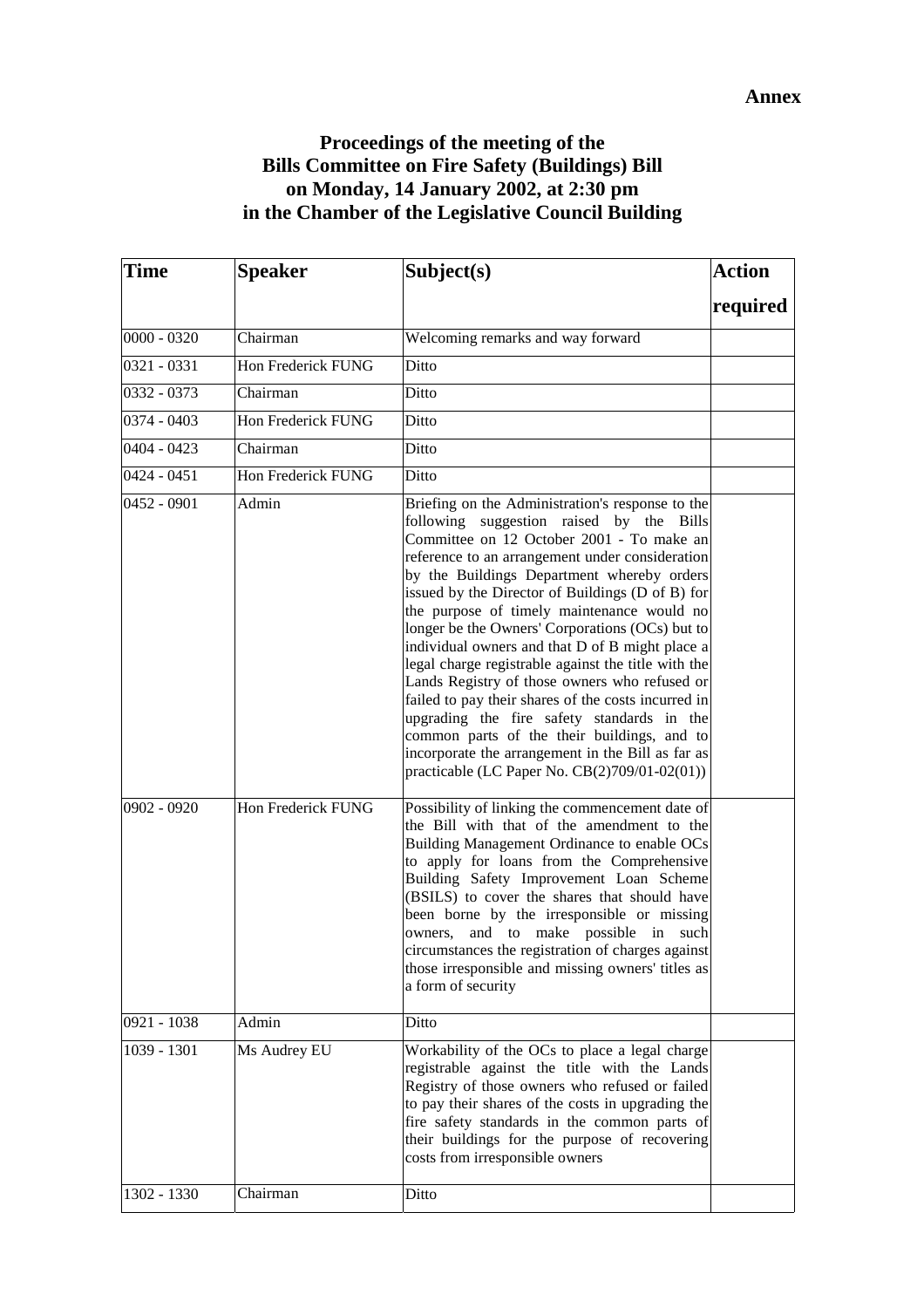**Annex**

# Proceedings of the meeting of the Bills Committee on Fire Safety (Buildings) Bill on Monday, 14 January 2002, at 2:30 pm in the Chamber of the Legislative Council Building

| Time | Speaker | Subject(s) | Action required |
|---|---|---|---|
| 0000 - 0320 | Chairman | Welcoming remarks and way forward | |
| 0321 - 0331 | Hon Frederick FUNG | Ditto | |
| 0332 - 0373 | Chairman | Ditto | |
| 0374 - 0403 | Hon Frederick FUNG | Ditto | |
| 0404 - 0423 | Chairman | Ditto | |
| 0424 - 0451 | Hon Frederick FUNG | Ditto | |
| 0452 - 0901 | Admin | Briefing on the Administration's response to the following suggestion raised by the Bills Committee on 12 October 2001 - To make an reference to an arrangement under consideration by the Buildings Department whereby orders issued by the Director of Buildings (D of B) for the purpose of timely maintenance would no longer be the Owners' Corporations (OCs) but to individual owners and that D of B might place a legal charge registrable against the title with the Lands Registry of those owners who refused or failed to pay their shares of the costs incurred in upgrading the fire safety standards in the common parts of the their buildings, and to incorporate the arrangement in the Bill as far as practicable (LC Paper No. CB(2)709/01-02(01)) | |
| 0902 - 0920 | Hon Frederick FUNG | Possibility of linking the commencement date of the Bill with that of the amendment to the Building Management Ordinance to enable OCs to apply for loans from the Comprehensive Building Safety Improvement Loan Scheme (BSILS) to cover the shares that should have been borne by the irresponsible or missing owners, and to make possible in such circumstances the registration of charges against those irresponsible and missing owners' titles as a form of security | |
| 0921 - 1038 | Admin | Ditto | |
| 1039 - 1301 | Ms Audrey EU | Workability of the OCs to place a legal charge registrable against the title with the Lands Registry of those owners who refused or failed to pay their shares of the costs in upgrading the fire safety standards in the common parts of their buildings for the purpose of recovering costs from irresponsible owners | |
| 1302 - 1330 | Chairman | Ditto | |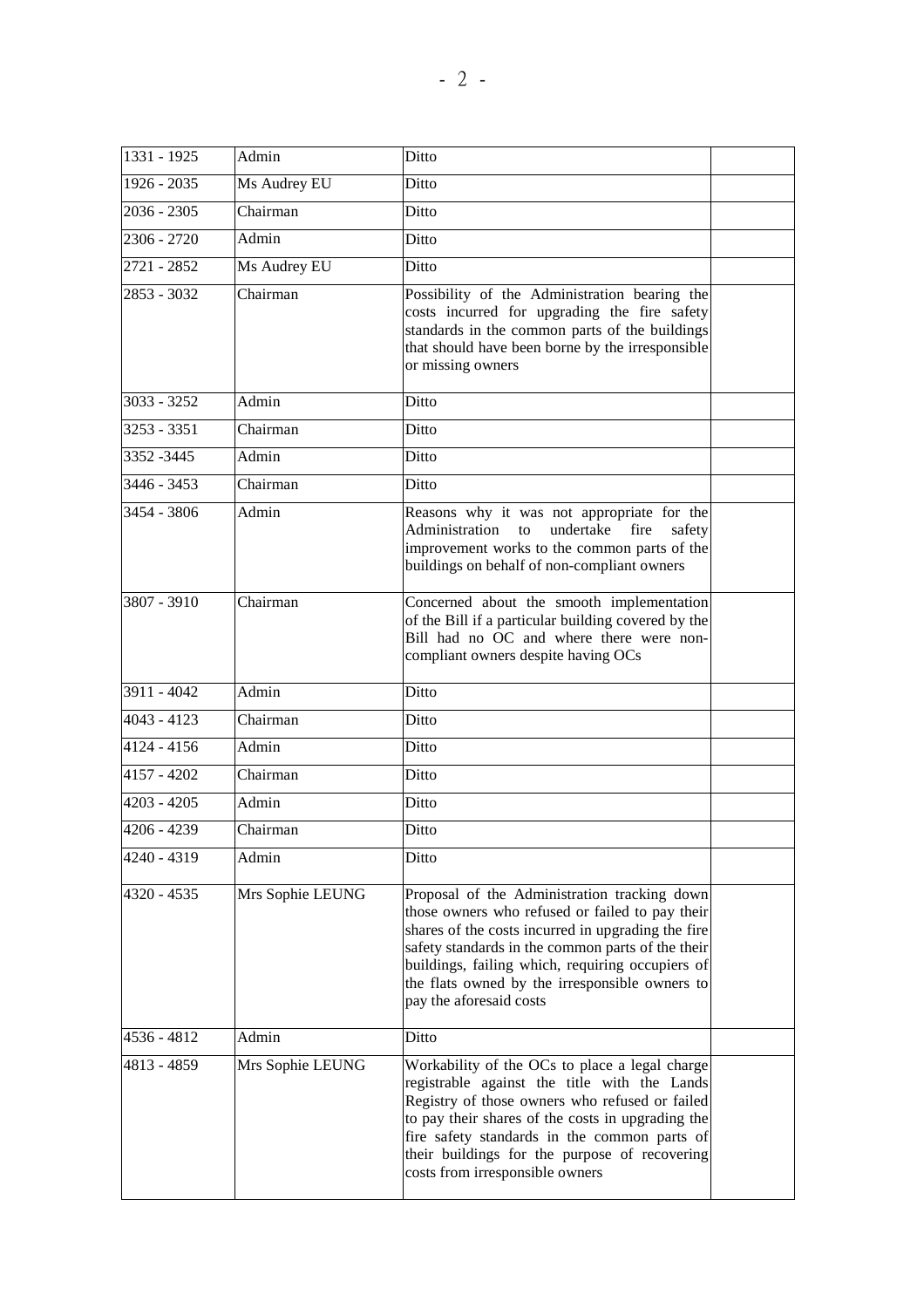| | | | |
|---|---|---|---|
| 1331 - 1925 | Admin | Ditto | |
| 1926 - 2035 | Ms Audrey EU | Ditto | |
| 2036 - 2305 | Chairman | Ditto | |
| 2306 - 2720 | Admin | Ditto | |
| 2721 - 2852 | Ms Audrey EU | Ditto | |
| 2853 - 3032 | Chairman | Possibility of the Administration bearing the costs incurred for upgrading the fire safety standards in the common parts of the buildings that should have been borne by the irresponsible or missing owners | |
| 3033 - 3252 | Admin | Ditto | |
| 3253 - 3351 | Chairman | Ditto | |
| 3352 -3445 | Admin | Ditto | |
| 3446 - 3453 | Chairman | Ditto | |
| 3454 - 3806 | Admin | Reasons why it was not appropriate for the Administration to undertake fire safety improvement works to the common parts of the buildings on behalf of non-compliant owners | |
| 3807 - 3910 | Chairman | Concerned about the smooth implementation of the Bill if a particular building covered by the Bill had no OC and where there were non-compliant owners despite having OCs | |
| 3911 - 4042 | Admin | Ditto | |
| 4043 - 4123 | Chairman | Ditto | |
| 4124 - 4156 | Admin | Ditto | |
| 4157 - 4202 | Chairman | Ditto | |
| 4203 - 4205 | Admin | Ditto | |
| 4206 - 4239 | Chairman | Ditto | |
| 4240 - 4319 | Admin | Ditto | |
| 4320 - 4535 | Mrs Sophie LEUNG | Proposal of the Administration tracking down those owners who refused or failed to pay their shares of the costs incurred in upgrading the fire safety standards in the common parts of the their buildings, failing which, requiring occupiers of the flats owned by the irresponsible owners to pay the aforesaid costs | |
| 4536 - 4812 | Admin | Ditto | |
| 4813 - 4859 | Mrs Sophie LEUNG | Workability of the OCs to place a legal charge registrable against the title with the Lands Registry of those owners who refused or failed to pay their shares of the costs in upgrading the fire safety standards in the common parts of their buildings for the purpose of recovering costs from irresponsible owners | |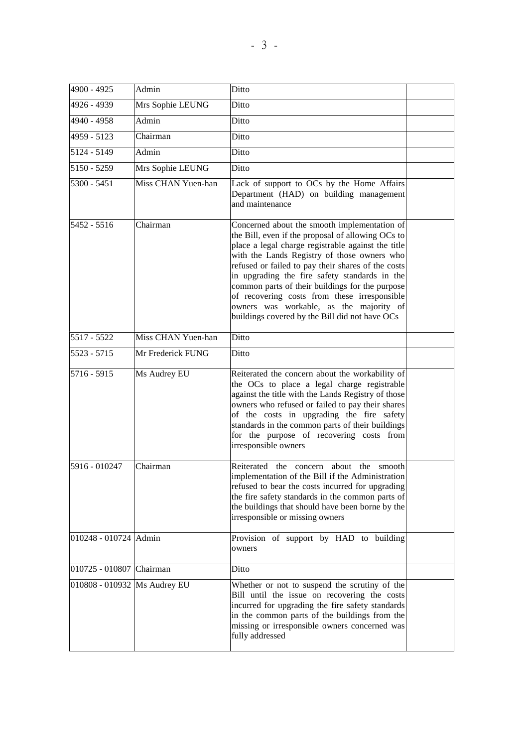| | | | |
|---|---|---|---|
| 4900 - 4925 | Admin | Ditto | |
| 4926 - 4939 | Mrs Sophie LEUNG | Ditto | |
| 4940 - 4958 | Admin | Ditto | |
| 4959 - 5123 | Chairman | Ditto | |
| 5124 - 5149 | Admin | Ditto | |
| 5150 - 5259 | Mrs Sophie LEUNG | Ditto | |
| 5300 - 5451 | Miss CHAN Yuen-han | Lack of support to OCs by the Home Affairs Department (HAD) on building management and maintenance | |
| 5452 - 5516 | Chairman | Concerned about the smooth implementation of the Bill, even if the proposal of allowing OCs to place a legal charge registrable against the title with the Lands Registry of those owners who refused or failed to pay their shares of the costs in upgrading the fire safety standards in the common parts of their buildings for the purpose of recovering costs from these irresponsible owners was workable, as the majority of buildings covered by the Bill did not have OCs | |
| 5517 - 5522 | Miss CHAN Yuen-han | Ditto | |
| 5523 - 5715 | Mr Frederick FUNG | Ditto | |
| 5716 - 5915 | Ms Audrey EU | Reiterated the concern about the workability of the OCs to place a legal charge registrable against the title with the Lands Registry of those owners who refused or failed to pay their shares of the costs in upgrading the fire safety standards in the common parts of their buildings for the purpose of recovering costs from irresponsible owners | |
| 5916 - 010247 | Chairman | Reiterated the concern about the smooth implementation of the Bill if the Administration refused to bear the costs incurred for upgrading the fire safety standards in the common parts of the buildings that should have been borne by the irresponsible or missing owners | |
| 010248 - 010724 | Admin | Provision of support by HAD to building owners | |
| 010725 - 010807 | Chairman | Ditto | |
| 010808 - 010932 | Ms Audrey EU | Whether or not to suspend the scrutiny of the Bill until the issue on recovering the costs incurred for upgrading the fire safety standards in the common parts of the buildings from the missing or irresponsible owners concerned was fully addressed | |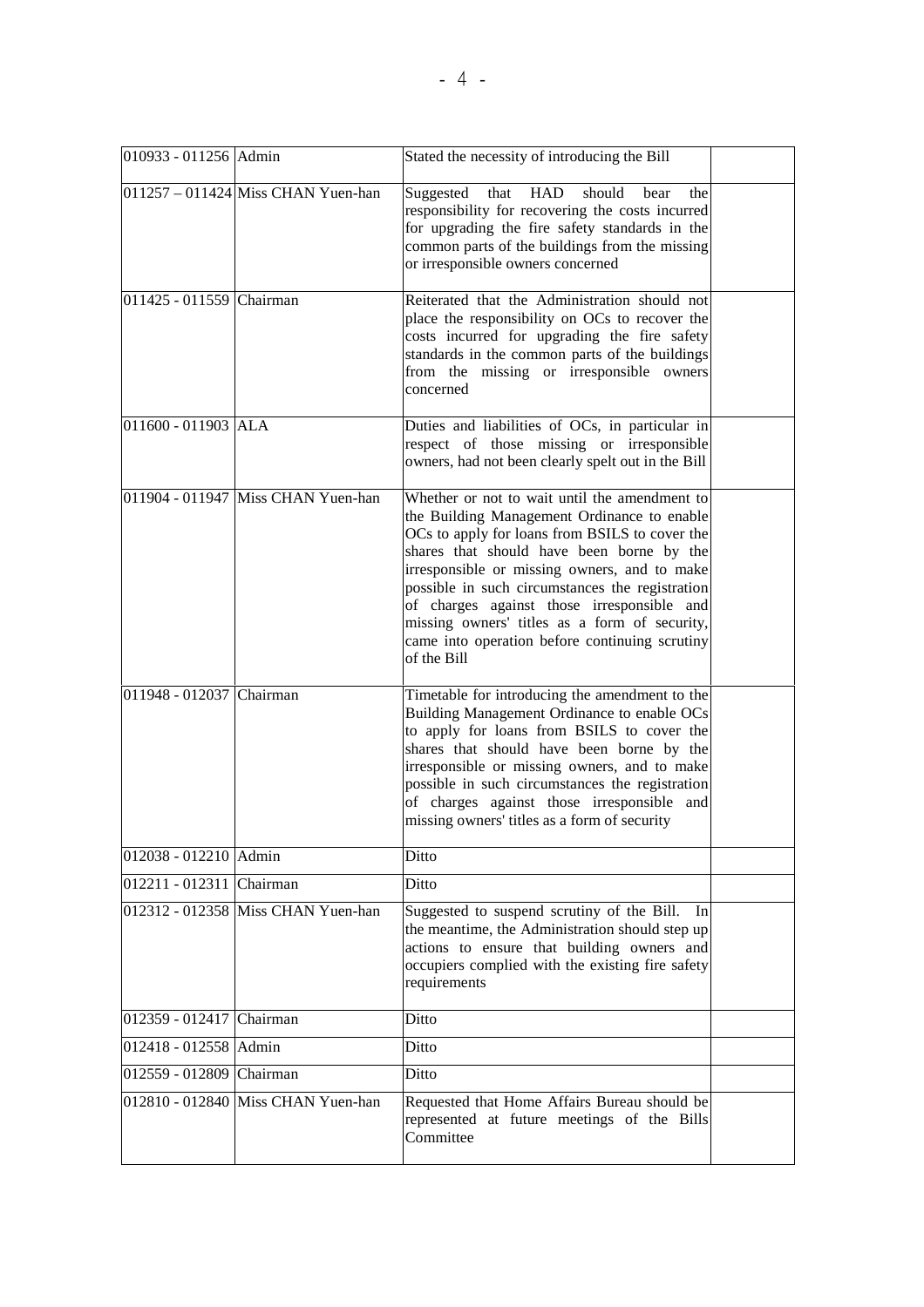| | | | |
|---|---|---|---|
| 010933 - 011256 | Admin | Stated the necessity of introducing the Bill | |
| 011257 – 011424 | Miss CHAN Yuen-han | Suggested that HAD should bear the responsibility for recovering the costs incurred for upgrading the fire safety standards in the common parts of the buildings from the missing or irresponsible owners concerned | |
| 011425 - 011559 | Chairman | Reiterated that the Administration should not place the responsibility on OCs to recover the costs incurred for upgrading the fire safety standards in the common parts of the buildings from the missing or irresponsible owners concerned | |
| 011600 - 011903 | ALA | Duties and liabilities of OCs, in particular in respect of those missing or irresponsible owners, had not been clearly spelt out in the Bill | |
| 011904 - 011947 | Miss CHAN Yuen-han | Whether or not to wait until the amendment to the Building Management Ordinance to enable OCs to apply for loans from BSILS to cover the shares that should have been borne by the irresponsible or missing owners, and to make possible in such circumstances the registration of charges against those irresponsible and missing owners' titles as a form of security, came into operation before continuing scrutiny of the Bill | |
| 011948 - 012037 | Chairman | Timetable for introducing the amendment to the Building Management Ordinance to enable OCs to apply for loans from BSILS to cover the shares that should have been borne by the irresponsible or missing owners, and to make possible in such circumstances the registration of charges against those irresponsible and missing owners' titles as a form of security | |
| 012038 - 012210 | Admin | Ditto | |
| 012211 - 012311 | Chairman | Ditto | |
| 012312 - 012358 | Miss CHAN Yuen-han | Suggested to suspend scrutiny of the Bill. In the meantime, the Administration should step up actions to ensure that building owners and occupiers complied with the existing fire safety requirements | |
| 012359 - 012417 | Chairman | Ditto | |
| 012418 - 012558 | Admin | Ditto | |
| 012559 - 012809 | Chairman | Ditto | |
| 012810 - 012840 | Miss CHAN Yuen-han | Requested that Home Affairs Bureau should be represented at future meetings of the Bills Committee | |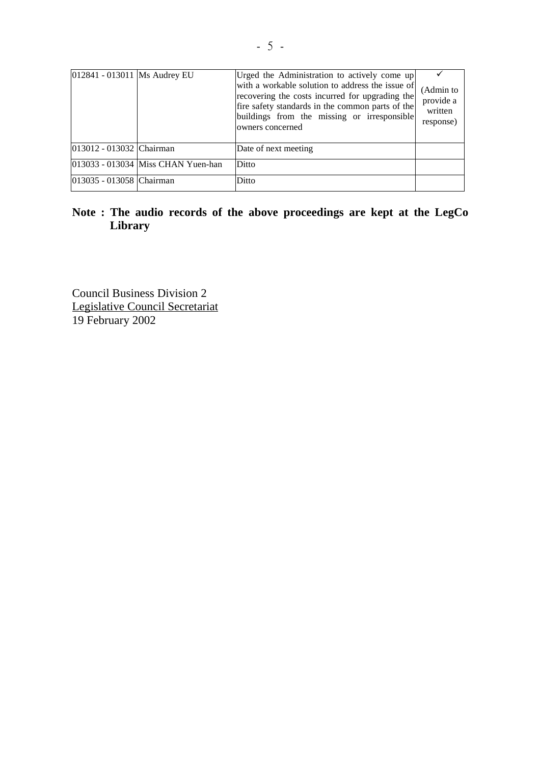| | | | |
|---|---|---|---|
| 012841 - 013011 | Ms Audrey EU | Urged the Administration to actively come up with a workable solution to address the issue of recovering the costs incurred for upgrading the fire safety standards in the common parts of the buildings from the missing or irresponsible owners concerned | ✓ (Admin to provide a written response) |
| 013012 - 013032 | Chairman | Date of next meeting | |
| 013033 - 013034 | Miss CHAN Yuen-han | Ditto | |
| 013035 - 013058 | Chairman | Ditto | |

**Note : The audio records of the above proceedings are kept at the LegCo Library**

Council Business Division 2
Legislative Council Secretariat
19 February 2002